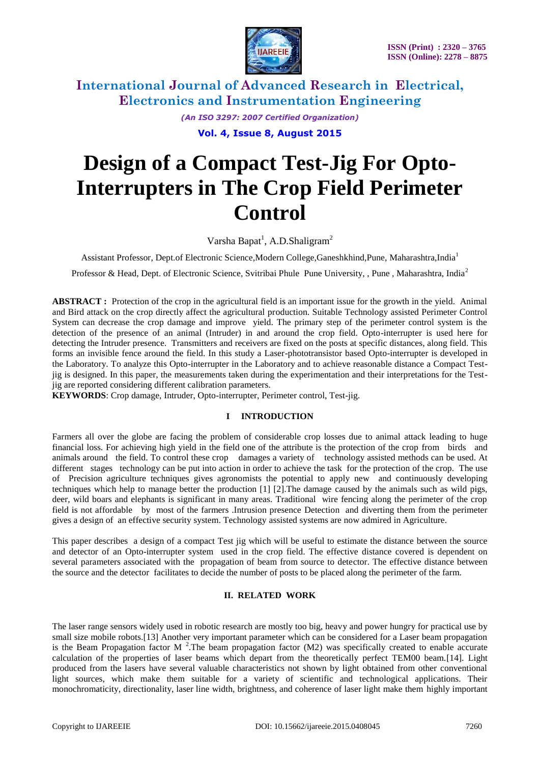# International Journal of Advanced Research in Electrical, Electronics and Instrumentation Engineering

*(An ISO 3297: 2007 Certified Organization)*

**Vol. 4, Issue 8, August 2015**

# Design of a Compact Test-Jig For Opto-Interrupters in The Crop Field Perimeter Control

Varsha Bapat[1], A.D.Shaligram[2]

Assistant Professor, Dept.of Electronic Science,Modern College,Ganeshkhind,Pune, Maharashtra,India[1]

Professor & Head, Dept. of Electronic Science, Svitribai Phule Pune University, , Pune , Maharashtra, India[2]

**ABSTRACT :** Protection of the crop in the agricultural field is an important issue for the growth in the yield. Animal and Bird attack on the crop directly affect the agricultural production. Suitable Technology assisted Perimeter Control System can decrease the crop damage and improve yield. The primary step of the perimeter control system is the detection of the presence of an animal (Intruder) in and around the crop field. Opto-interrupter is used here for detecting the Intruder presence. Transmitters and receivers are fixed on the posts at specific distances, along field. This forms an invisible fence around the field. In this study a Laser-phototransistor based Opto-interrupter is developed in the Laboratory. To analyze this Opto-interrupter in the Laboratory and to achieve reasonable distance a Compact Test-jig is designed. In this paper, the measurements taken during the experimentation and their interpretations for the Test-jig are reported considering different calibration parameters.

**KEYWORDS**: Crop damage, Intruder, Opto-interrupter, Perimeter control, Test-jig.

## I INTRODUCTION

Farmers all over the globe are facing the problem of considerable crop losses due to animal attack leading to huge financial loss. For achieving high yield in the field one of the attribute is the protection of the crop from birds and animals around the field. To control these crop damages a variety of technology assisted methods can be used. At different stages technology can be put into action in order to achieve the task for the protection of the crop. The use of Precision agriculture techniques gives agronomists the potential to apply new and continuously developing techniques which help to manage better the production [1] [2].The damage caused by the animals such as wild pigs, deer, wild boars and elephants is significant in many areas. Traditional wire fencing along the perimeter of the crop field is not affordable by most of the farmers .Intrusion presence Detection and diverting them from the perimeter gives a design of an effective security system. Technology assisted systems are now admired in Agriculture.

This paper describes a design of a compact Test jig which will be useful to estimate the distance between the source and detector of an Opto-interrupter system used in the crop field. The effective distance covered is dependent on several parameters associated with the propagation of beam from source to detector. The effective distance between the source and the detector facilitates to decide the number of posts to be placed along the perimeter of the farm.

## II. RELATED WORK

The laser range sensors widely used in robotic research are mostly too big, heavy and power hungry for practical use by small size mobile robots.[13] Another very important parameter which can be considered for a Laser beam propagation is the Beam Propagation factor $M^2$.The beam propagation factor (M2) was specifically created to enable accurate calculation of the properties of laser beams which depart from the theoretically perfect TEM00 beam.[14]. Light produced from the lasers have several valuable characteristics not shown by light obtained from other conventional light sources, which make them suitable for a variety of scientific and technological applications. Their monochromaticity, directionality, laser line width, brightness, and coherence of laser light make them highly important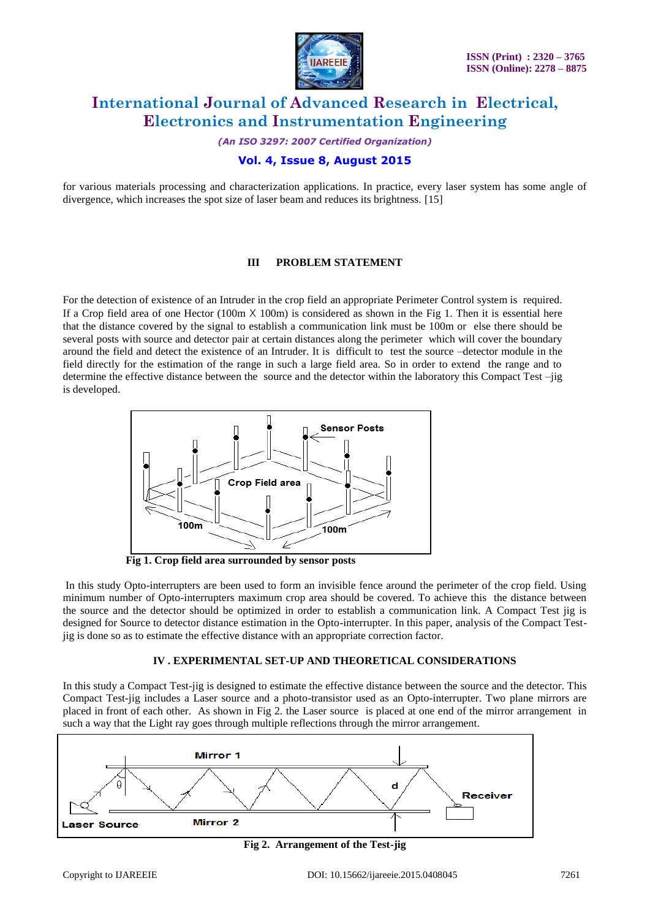for various materials processing and characterization applications. In practice, every laser system has some angle of divergence, which increases the spot size of laser beam and reduces its brightness. [15]

## III PROBLEM STATEMENT

For the detection of existence of an Intruder in the crop field an appropriate Perimeter Control system is required. If a Crop field area of one Hector (100m X 100m) is considered as shown in the Fig 1. Then it is essential here that the distance covered by the signal to establish a communication link must be 100m or else there should be several posts with source and detector pair at certain distances along the perimeter which will cover the boundary around the field and detect the existence of an Intruder. It is difficult to test the source –detector module in the field directly for the estimation of the range in such a large field area. So in order to extend the range and to determine the effective distance between the source and the detector within the laboratory this Compact Test –jig is developed.

**Fig 1. Crop field area surrounded by sensor posts**

In this study Opto-interrupters are been used to form an invisible fence around the perimeter of the crop field. Using minimum number of Opto-interrupters maximum crop area should be covered. To achieve this the distance between the source and the detector should be optimized in order to establish a communication link. A Compact Test jig is designed for Source to detector distance estimation in the Opto-interrupter. In this paper, analysis of the Compact Test-jig is done so as to estimate the effective distance with an appropriate correction factor.

## IV . EXPERIMENTAL SET-UP AND THEORETICAL CONSIDERATIONS

In this study a Compact Test-jig is designed to estimate the effective distance between the source and the detector. This Compact Test-jig includes a Laser source and a photo-transistor used as an Opto-interrupter. Two plane mirrors are placed in front of each other. As shown in Fig 2. the Laser source is placed at one end of the mirror arrangement in such a way that the Light ray goes through multiple reflections through the mirror arrangement.

**Fig 2. Arrangement of the Test-jig**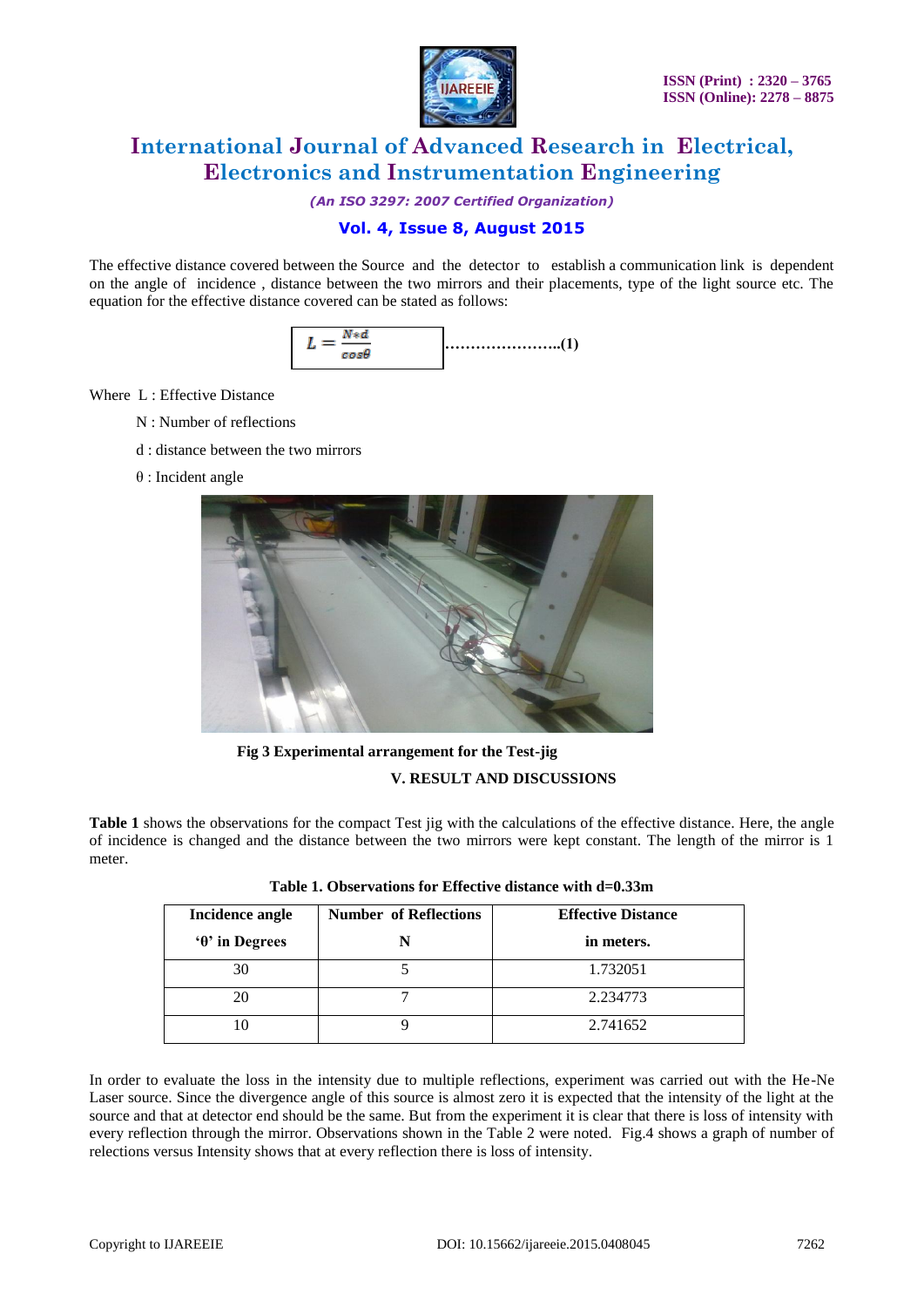The effective distance covered between the Source and the detector to establish a communication link is dependent on the angle of incidence , distance between the two mirrors and their placements, type of the light source etc. The equation for the effective distance covered can be stated as follows:

$$L = \frac{N*d}{cos\theta} \qquad \text{......................(1)}$$

Where L : Effective Distance

N : Number of reflections

d : distance between the two mirrors

θ : Incident angle

**Fig 3 Experimental arrangement for the Test-jig**

## V. RESULT AND DISCUSSIONS

**Table 1** shows the observations for the compact Test jig with the calculations of the effective distance. Here, the angle of incidence is changed and the distance between the two mirrors were kept constant. The length of the mirror is 1 meter.

**Table 1. Observations for Effective distance with d=0.33m**

| Incidence angle 'θ' in Degrees | Number of Reflections N | Effective Distance in meters. |
|---|---|---|
| 30 | 5 | 1.732051 |
| 20 | 7 | 2.234773 |
| 10 | 9 | 2.741652 |

In order to evaluate the loss in the intensity due to multiple reflections, experiment was carried out with the He-Ne Laser source. Since the divergence angle of this source is almost zero it is expected that the intensity of the light at the source and that at detector end should be the same. But from the experiment it is clear that there is loss of intensity with every reflection through the mirror. Observations shown in the Table 2 were noted. Fig.4 shows a graph of number of relections versus Intensity shows that at every reflection there is loss of intensity.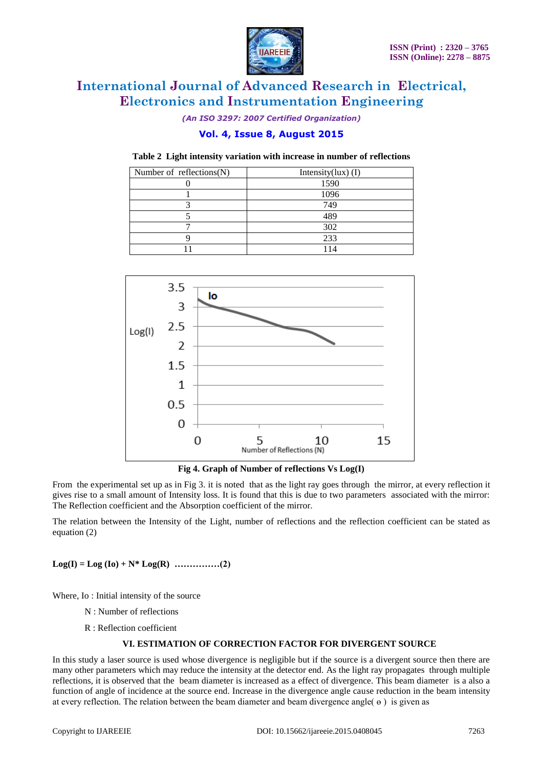**Table 2 Light intensity variation with increase in number of reflections**

| Number of reflections(N) | Intensity(lux) (I) |
|---|---|
| 0 | 1590 |
| 1 | 1096 |
| 3 | 749 |
| 5 | 489 |
| 7 | 302 |
| 9 | 233 |
| 11 | 114 |

**Fig 4. Graph of Number of reflections Vs Log(I)**

From the experimental set up as in Fig 3. it is noted that as the light ray goes through the mirror, at every reflection it gives rise to a small amount of Intensity loss. It is found that this is due to two parameters associated with the mirror: The Reflection coefficient and the Absorption coefficient of the mirror.

The relation between the Intensity of the Light, number of reflections and the reflection coefficient can be stated as equation (2)

$$\mathbf{Log(I) = Log\ (Io) + N^{*}\ Log(R)} \quad \ldots\ldots\ldots\ldots\ldots(2)$$

Where, Io : Initial intensity of the source

N : Number of reflections

R : Reflection coefficient

## VI. ESTIMATION OF CORRECTION FACTOR FOR DIVERGENT SOURCE

In this study a laser source is used whose divergence is negligible but if the source is a divergent source then there are many other parameters which may reduce the intensity at the detector end. As the light ray propagates through multiple reflections, it is observed that the beam diameter is increased as a effect of divergence. This beam diameter is a also a function of angle of incidence at the source end. Increase in the divergence angle cause reduction in the beam intensity at every reflection. The relation between the beam diameter and beam divergence angle( $\theta$ ) is given as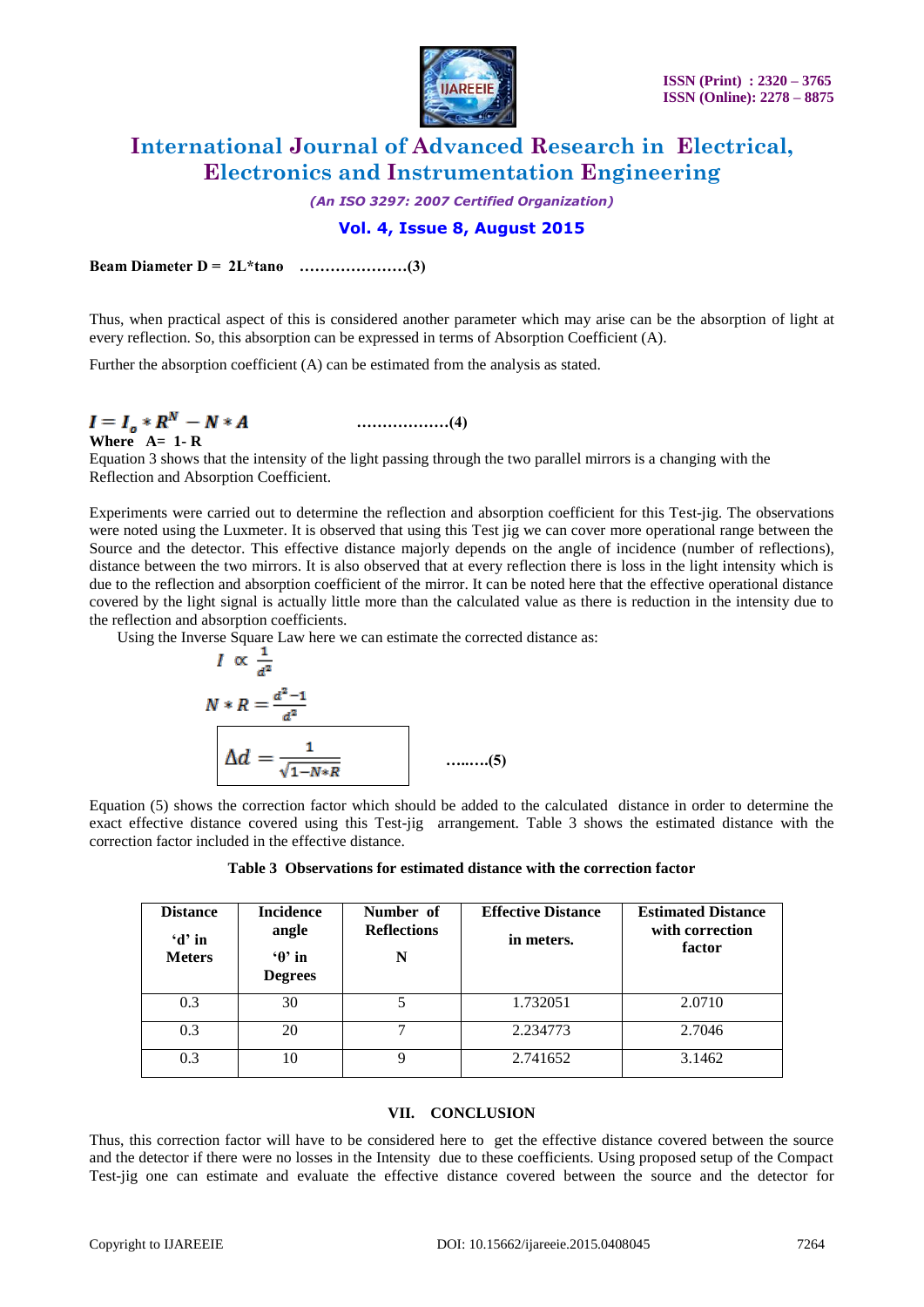**Beam Diameter D = 2L*tanσ …………………(3)**

Thus, when practical aspect of this is considered another parameter which may arise can be the absorption of light at every reflection. So, this absorption can be expressed in terms of Absorption Coefficient (A).

Further the absorption coefficient (A) can be estimated from the analysis as stated.

$$I = I_o * R^N - N * A \qquad \text{………………(4)}$$

**Where A= 1- R**

Equation 3 shows that the intensity of the light passing through the two parallel mirrors is a changing with the Reflection and Absorption Coefficient.

Experiments were carried out to determine the reflection and absorption coefficient for this Test-jig. The observations were noted using the Luxmeter. It is observed that using this Test jig we can cover more operational range between the Source and the detector. This effective distance majorly depends on the angle of incidence (number of reflections), distance between the two mirrors. It is also observed that at every reflection there is loss in the light intensity which is due to the reflection and absorption coefficient of the mirror. It can be noted here that the effective operational distance covered by the light signal is actually little more than the calculated value as there is reduction in the intensity due to the reflection and absorption coefficients.

Using the Inverse Square Law here we can estimate the corrected distance as:

$$I \propto \frac{1}{d^2}$$

$$N * R = \frac{d^2 - 1}{d^2}$$

$$\Delta d = \frac{1}{\sqrt{1 - N * R}} \qquad \text{………(5)}$$

Equation (5) shows the correction factor which should be added to the calculated distance in order to determine the exact effective distance covered using this Test-jig arrangement. Table 3 shows the estimated distance with the correction factor included in the effective distance.

**Table 3 Observations for estimated distance with the correction factor**

| Distance 'd' in Meters | Incidence angle 'θ' in Degrees | Number of Reflections N | Effective Distance in meters. | Estimated Distance with correction factor |
|---|---|---|---|---|
| 0.3 | 30 | 5 | 1.732051 | 2.0710 |
| 0.3 | 20 | 7 | 2.234773 | 2.7046 |
| 0.3 | 10 | 9 | 2.741652 | 3.1462 |

## VII. CONCLUSION

Thus, this correction factor will have to be considered here to get the effective distance covered between the source and the detector if there were no losses in the Intensity due to these coefficients. Using proposed setup of the Compact Test-jig one can estimate and evaluate the effective distance covered between the source and the detector for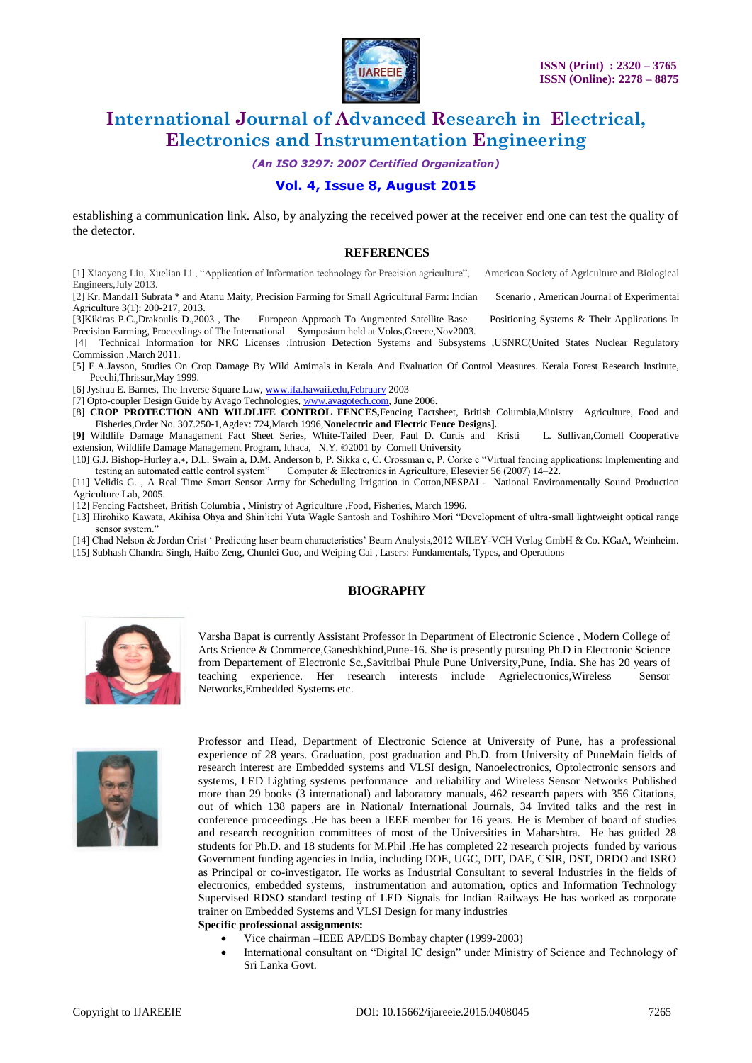establishing a communication link. Also, by analyzing the received power at the receiver end one can test the quality of the detector.

## REFERENCES

[1] Xiaoyong Liu, Xuelian Li , "Application of Information technology for Precision agriculture", American Society of Agriculture and Biological Engineers,July 2013.

[2] Kr. Mandal1 Subrata * and Atanu Maity, Precision Farming for Small Agricultural Farm: Indian Scenario , American Journal of Experimental Agriculture 3(1): 200-217, 2013.

[3]Kikiras P.C.,Drakoulis D.,2003 , The European Approach To Augmented Satellite Base Positioning Systems & Their Applications In Precision Farming, Proceedings of The International Symposium held at Volos,Greece,Nov2003.

[4] Technical Information for NRC Licenses :Intrusion Detection Systems and Subsystems ,USNRC(United States Nuclear Regulatory Commission ,March 2011.

[5] E.A.Jayson, Studies On Crop Damage By Wild Amimals in Kerala And Evaluation Of Control Measures. Kerala Forest Research Institute, Peechi,Thrissur,May 1999.

[6] Jyshua E. Barnes, The Inverse Square Law, www.ifa.hawaii.edu,February 2003

[7] Opto-coupler Design Guide by Avago Technologies, www.avagotech.com, June 2006.

[8] **CROP PROTECTION AND WILDLIFE CONTROL FENCES,**Fencing Factsheet, British Columbia,Ministry Agriculture, Food and Fisheries,Order No. 307.250-1,Agdex: 724,March 1996,**Nonelectric and Electric Fence Designs].**

**[9]** Wildlife Damage Management Fact Sheet Series, White-Tailed Deer, Paul D. Curtis and Kristi L. Sullivan,Cornell Cooperative extension, Wildlife Damage Management Program, Ithaca, N.Y. ©2001 by Cornell University

[10] G.J. Bishop-Hurley a,∗, D.L. Swain a, D.M. Anderson b, P. Sikka c, C. Crossman c, P. Corke c "Virtual fencing applications: Implementing and testing an automated cattle control system" Computer & Electronics in Agriculture, Elesevier 56 (2007) 14–22.

[11] Velidis G. , A Real Time Smart Sensor Array for Scheduling Irrigation in Cotton,NESPAL- National Environmentally Sound Production Agriculture Lab, 2005.

[12] Fencing Factsheet, British Columbia , Ministry of Agriculture ,Food, Fisheries, March 1996.

[13] Hirohiko Kawata, Akihisa Ohya and Shin'ichi Yuta Wagle Santosh and Toshihiro Mori "Development of ultra-small lightweight optical range sensor system."

[14] Chad Nelson & Jordan Crist ' Predicting laser beam characteristics' Beam Analysis,2012 WILEY-VCH Verlag GmbH & Co. KGaA, Weinheim.

[15] Subhash Chandra Singh, Haibo Zeng, Chunlei Guo, and Weiping Cai , Lasers: Fundamentals, Types, and Operations

## BIOGRAPHY

Varsha Bapat is currently Assistant Professor in Department of Electronic Science , Modern College of Arts Science & Commerce,Ganeshkhind,Pune-16. She is presently pursuing Ph.D in Electronic Science from Departement of Electronic Sc.,Savitribai Phule Pune University,Pune, India. She has 20 years of teaching experience. Her research interests include Agrielectronics,Wireless Sensor Networks,Embedded Systems etc.

Professor and Head, Department of Electronic Science at University of Pune, has a professional experience of 28 years. Graduation, post graduation and Ph.D. from University of PuneMain fields of research interest are Embedded systems and VLSI design, Nanoelectronics, Optolectronic sensors and systems, LED Lighting systems performance and reliability and Wireless Sensor Networks Published more than 29 books (3 international) and laboratory manuals, 462 research papers with 356 Citations, out of which 138 papers are in National/ International Journals, 34 Invited talks and the rest in conference proceedings .He has been a IEEE member for 16 years. He is Member of board of studies and research recognition committees of most of the Universities in Maharshtra. He has guided 28 students for Ph.D. and 18 students for M.Phil .He has completed 22 research projects funded by various Government funding agencies in India, including DOE, UGC, DIT, DAE, CSIR, DST, DRDO and ISRO as Principal or co-investigator. He works as Industrial Consultant to several Industries in the fields of electronics, embedded systems, instrumentation and automation, optics and Information Technology Supervised RDSO standard testing of LED Signals for Indian Railways He has worked as corporate trainer on Embedded Systems and VLSI Design for many industries

**Specific professional assignments:**

- Vice chairman –IEEE AP/EDS Bombay chapter (1999-2003)
- International consultant on "Digital IC design" under Ministry of Science and Technology of Sri Lanka Govt.